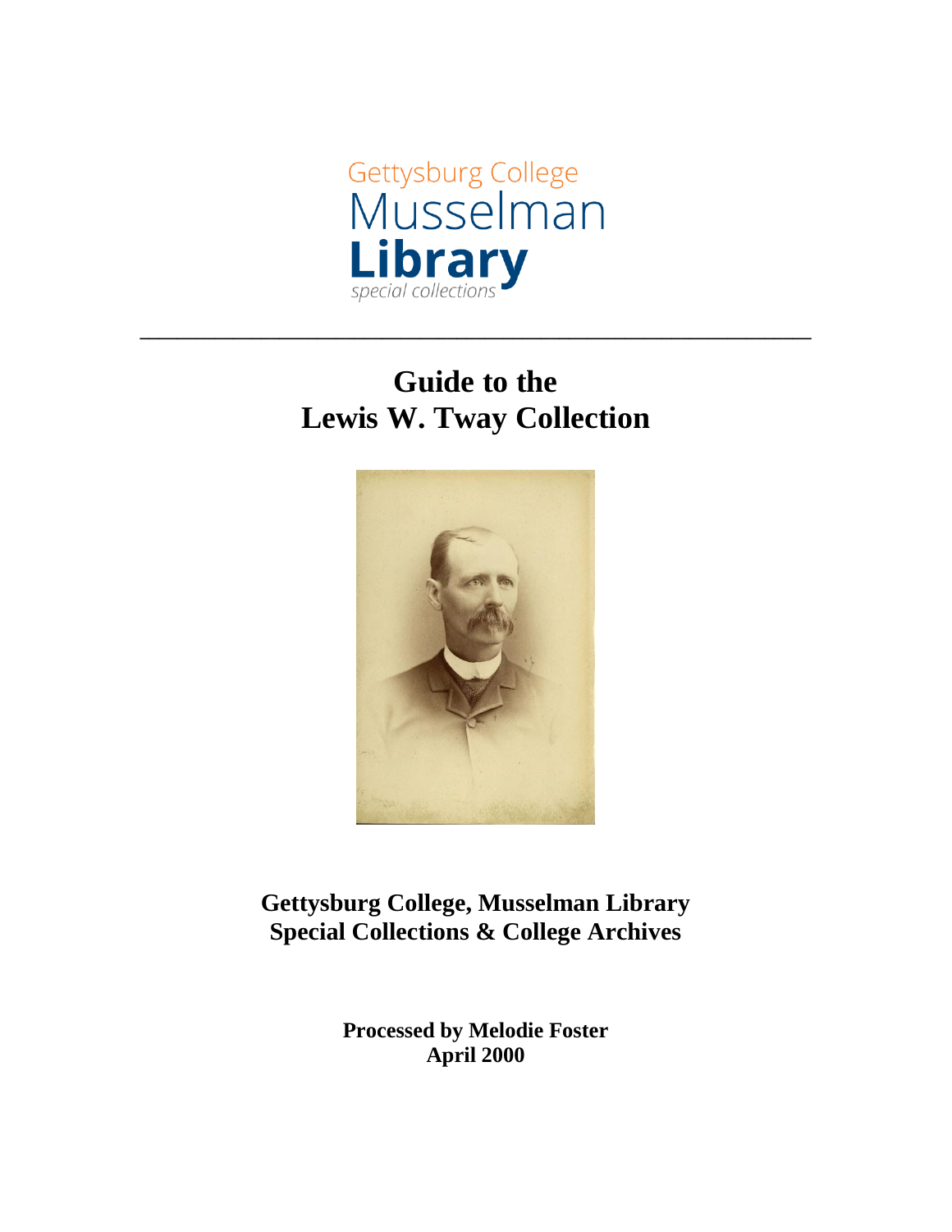Gettysburg College
Musselman
Library
special collections

---

# Guide to the Lewis W. Tway Collection

**Gettysburg College, Musselman Library**
**Special Collections & College Archives**

**Processed by Melodie Foster**
**April 2000**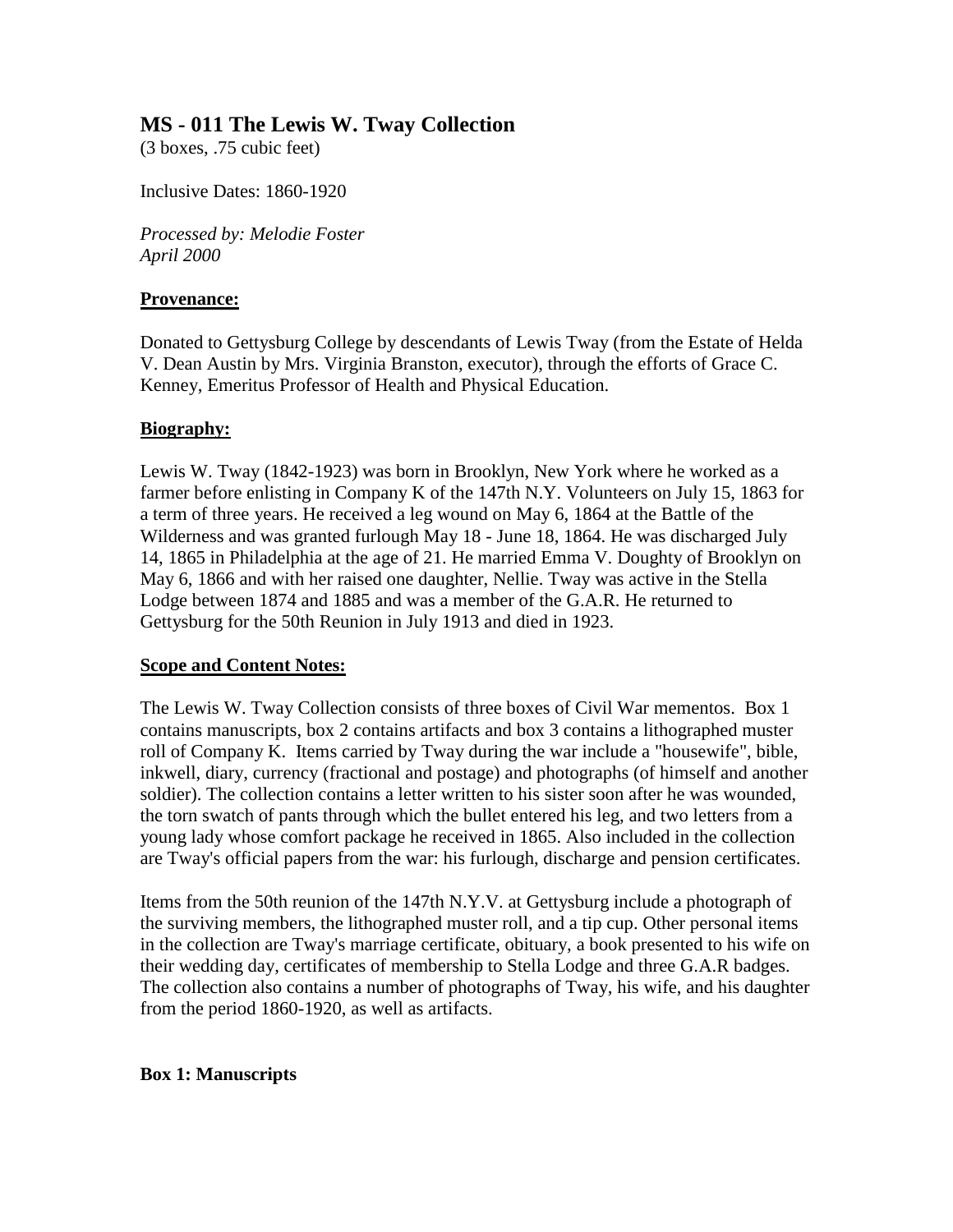## MS - 011 The Lewis W. Tway Collection

(3 boxes, .75 cubic feet)

Inclusive Dates: 1860-1920

*Processed by: Melodie Foster*
*April 2000*

### Provenance:

Donated to Gettysburg College by descendants of Lewis Tway (from the Estate of Helda V. Dean Austin by Mrs. Virginia Branston, executor), through the efforts of Grace C. Kenney, Emeritus Professor of Health and Physical Education.

### Biography:

Lewis W. Tway (1842-1923) was born in Brooklyn, New York where he worked as a farmer before enlisting in Company K of the 147th N.Y. Volunteers on July 15, 1863 for a term of three years. He received a leg wound on May 6, 1864 at the Battle of the Wilderness and was granted furlough May 18 - June 18, 1864. He was discharged July 14, 1865 in Philadelphia at the age of 21. He married Emma V. Doughty of Brooklyn on May 6, 1866 and with her raised one daughter, Nellie. Tway was active in the Stella Lodge between 1874 and 1885 and was a member of the G.A.R. He returned to Gettysburg for the 50th Reunion in July 1913 and died in 1923.

### Scope and Content Notes:

The Lewis W. Tway Collection consists of three boxes of Civil War mementos. Box 1 contains manuscripts, box 2 contains artifacts and box 3 contains a lithographed muster roll of Company K. Items carried by Tway during the war include a "housewife", bible, inkwell, diary, currency (fractional and postage) and photographs (of himself and another soldier). The collection contains a letter written to his sister soon after he was wounded, the torn swatch of pants through which the bullet entered his leg, and two letters from a young lady whose comfort package he received in 1865. Also included in the collection are Tway's official papers from the war: his furlough, discharge and pension certificates.

Items from the 50th reunion of the 147th N.Y.V. at Gettysburg include a photograph of the surviving members, the lithographed muster roll, and a tip cup. Other personal items in the collection are Tway's marriage certificate, obituary, a book presented to his wife on their wedding day, certificates of membership to Stella Lodge and three G.A.R badges. The collection also contains a number of photographs of Tway, his wife, and his daughter from the period 1860-1920, as well as artifacts.

**Box 1: Manuscripts**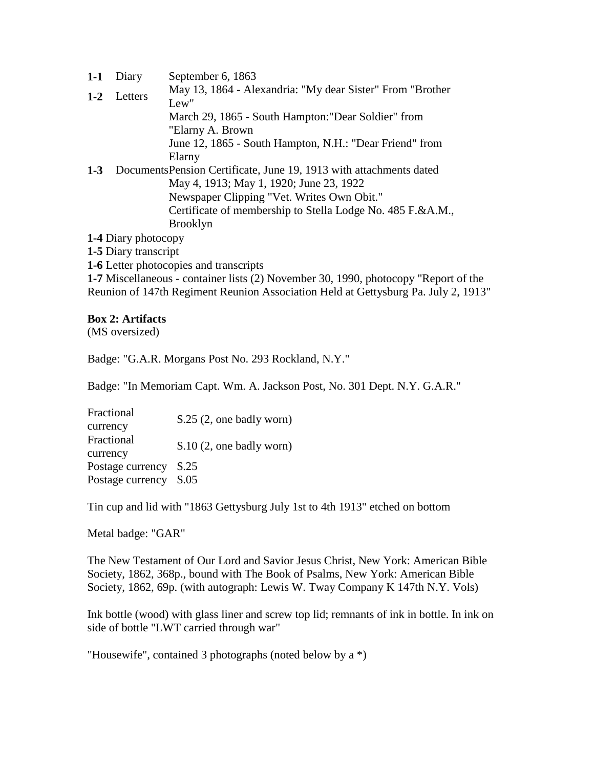| | | |
|---|---|---|
| **1-1** | Diary | September 6, 1863 |
| **1-2** | Letters | May 13, 1864 - Alexandria: "My dear Sister" From "Brother Lew"<br>March 29, 1865 - South Hampton:"Dear Soldier" from "Elarny A. Brown<br>June 12, 1865 - South Hampton, N.H.: "Dear Friend" from Elarny |
| **1-3** | Documents | Pension Certificate, June 19, 1913 with attachments dated May 4, 1913; May 1, 1920; June 23, 1922<br>Newspaper Clipping "Vet. Writes Own Obit."<br>Certificate of membership to Stella Lodge No. 485 F.&A.M., Brooklyn |

**1-4** Diary photocopy

**1-5** Diary transcript

**1-6** Letter photocopies and transcripts

**1-7** Miscellaneous - container lists (2) November 30, 1990, photocopy "Report of the Reunion of 147th Regiment Reunion Association Held at Gettysburg Pa. July 2, 1913"

**Box 2: Artifacts**
(MS oversized)

Badge: "G.A.R. Morgans Post No. 293 Rockland, N.Y."

Badge: "In Memoriam Capt. Wm. A. Jackson Post, No. 301 Dept. N.Y. G.A.R."

| | |
|---|---|
| Fractional currency | $.25 (2, one badly worn) |
| Fractional currency | $.10 (2, one badly worn) |
| Postage currency | $.25 |
| Postage currency | $.05 |

Tin cup and lid with "1863 Gettysburg July 1st to 4th 1913" etched on bottom

Metal badge: "GAR"

The New Testament of Our Lord and Savior Jesus Christ, New York: American Bible Society, 1862, 368p., bound with The Book of Psalms, New York: American Bible Society, 1862, 69p. (with autograph: Lewis W. Tway Company K 147th N.Y. Vols)

Ink bottle (wood) with glass liner and screw top lid; remnants of ink in bottle. In ink on side of bottle "LWT carried through war"

"Housewife", contained 3 photographs (noted below by a *)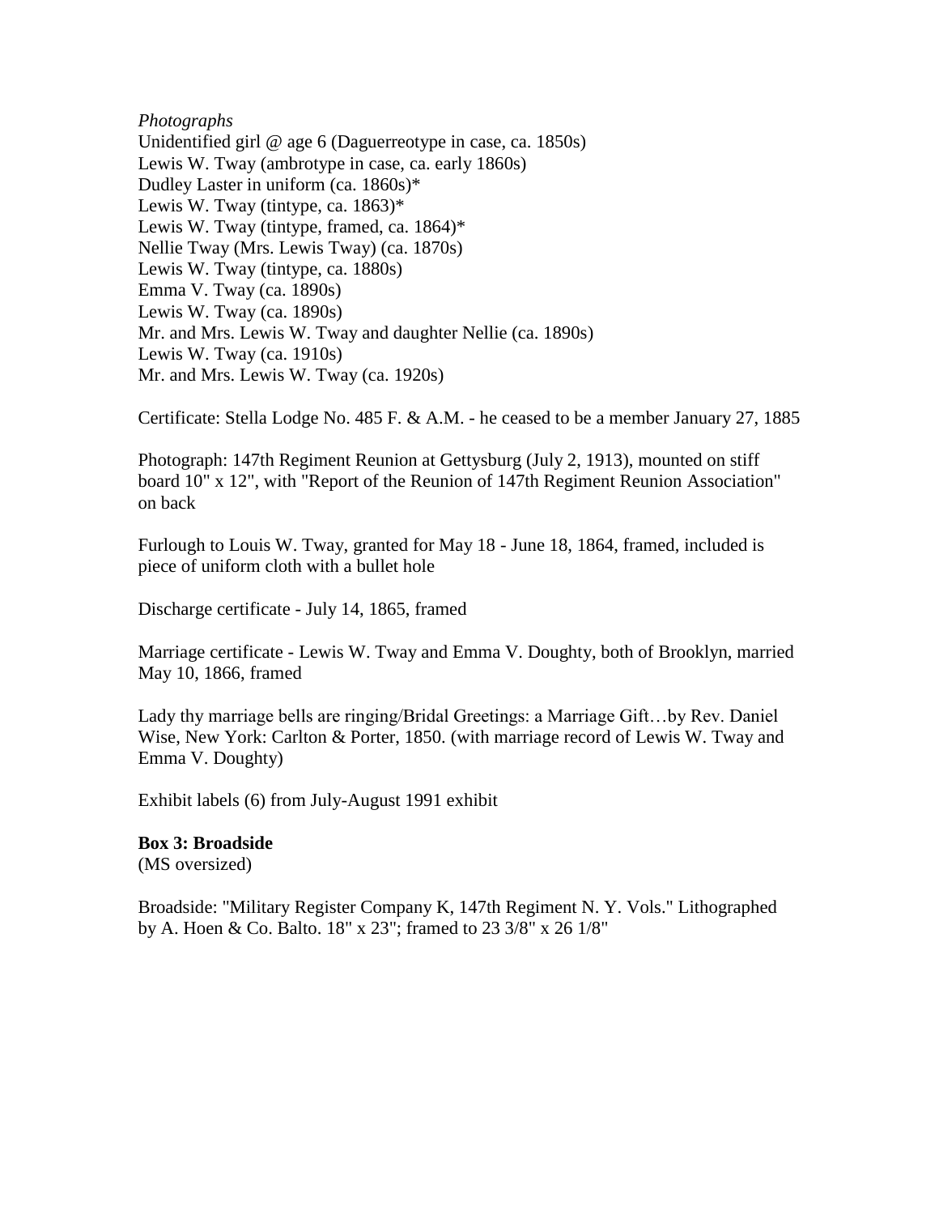*Photographs*
Unidentified girl @ age 6 (Daguerreotype in case, ca. 1850s)
Lewis W. Tway (ambrotype in case, ca. early 1860s)
Dudley Laster in uniform (ca. 1860s)*
Lewis W. Tway (tintype, ca. 1863)*
Lewis W. Tway (tintype, framed, ca. 1864)*
Nellie Tway (Mrs. Lewis Tway) (ca. 1870s)
Lewis W. Tway (tintype, ca. 1880s)
Emma V. Tway (ca. 1890s)
Lewis W. Tway (ca. 1890s)
Mr. and Mrs. Lewis W. Tway and daughter Nellie (ca. 1890s)
Lewis W. Tway (ca. 1910s)
Mr. and Mrs. Lewis W. Tway (ca. 1920s)

Certificate: Stella Lodge No. 485 F. & A.M. - he ceased to be a member January 27, 1885

Photograph: 147th Regiment Reunion at Gettysburg (July 2, 1913), mounted on stiff board 10" x 12", with "Report of the Reunion of 147th Regiment Reunion Association" on back

Furlough to Louis W. Tway, granted for May 18 - June 18, 1864, framed, included is piece of uniform cloth with a bullet hole

Discharge certificate - July 14, 1865, framed

Marriage certificate - Lewis W. Tway and Emma V. Doughty, both of Brooklyn, married May 10, 1866, framed

Lady thy marriage bells are ringing/Bridal Greetings: a Marriage Gift…by Rev. Daniel Wise, New York: Carlton & Porter, 1850. (with marriage record of Lewis W. Tway and Emma V. Doughty)

Exhibit labels (6) from July-August 1991 exhibit

**Box 3: Broadside**
(MS oversized)

Broadside: "Military Register Company K, 147th Regiment N. Y. Vols." Lithographed by A. Hoen & Co. Balto. 18" x 23"; framed to 23 3/8" x 26 1/8"